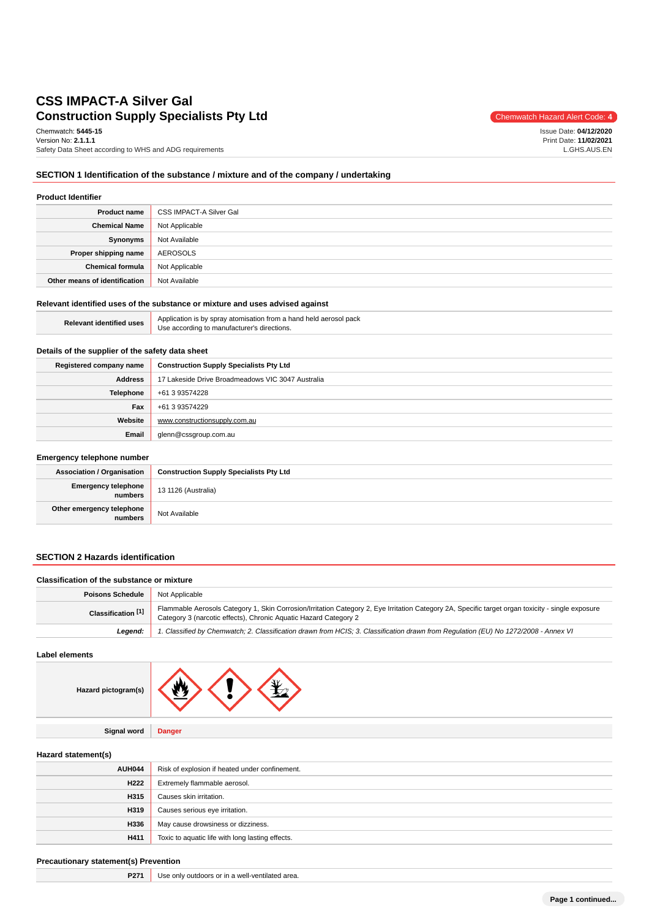# CSS IMPACT-A Silver Gal

## Construction Supply Specialists Pty Ltd

Chemwatch Hazard Alert Code: **4**

Chemwatch: **5445-15**
Version No: **2.1.1.1**
Safety Data Sheet according to WHS and ADG requirements

Issue Date: **04/12/2020**
Print Date: **11/02/2021**
L.GHS.AUS.EN

## SECTION 1 Identification of the substance / mixture and of the company / undertaking

### Product Identifier

| | |
|---|---|
| **Product name** | CSS IMPACT-A Silver Gal |
| **Chemical Name** | Not Applicable |
| **Synonyms** | Not Available |
| **Proper shipping name** | AEROSOLS |
| **Chemical formula** | Not Applicable |
| **Other means of identification** | Not Available |

### Relevant identified uses of the substance or mixture and uses advised against

| | |
|---|---|
| **Relevant identified uses** | Application is by spray atomisation from a hand held aerosol pack<br>Use according to manufacturer's directions. |

### Details of the supplier of the safety data sheet

| | |
|---|---|
| **Registered company name** | **Construction Supply Specialists Pty Ltd** |
| **Address** | 17 Lakeside Drive Broadmeadows VIC 3047 Australia |
| **Telephone** | +61 3 93574228 |
| **Fax** | +61 3 93574229 |
| **Website** | www.constructionsupply.com.au |
| **Email** | glenn@cssgroup.com.au |

### Emergency telephone number

| | |
|---|---|
| **Association / Organisation** | **Construction Supply Specialists Pty Ltd** |
| **Emergency telephone numbers** | 13 1126 (Australia) |
| **Other emergency telephone numbers** | Not Available |

## SECTION 2 Hazards identification

### Classification of the substance or mixture

| | |
|---|---|
| **Poisons Schedule** | Not Applicable |
| **Classification [1]** | Flammable Aerosols Category 1, Skin Corrosion/Irritation Category 2, Eye Irritation Category 2A, Specific target organ toxicity - single exposure Category 3 (narcotic effects), Chronic Aquatic Hazard Category 2 |
| ***Legend:*** | *1. Classified by Chemwatch; 2. Classification drawn from HCIS; 3. Classification drawn from Regulation (EU) No 1272/2008 - Annex VI* |

### Label elements

| | |
|---|---|
| **Hazard pictogram(s)** | |
| **Signal word** | **Danger** |

### Hazard statement(s)

| | |
|---|---|
| **AUH044** | Risk of explosion if heated under confinement. |
| **H222** | Extremely flammable aerosol. |
| **H315** | Causes skin irritation. |
| **H319** | Causes serious eye irritation. |
| **H336** | May cause drowsiness or dizziness. |
| **H411** | Toxic to aquatic life with long lasting effects. |

### Precautionary statement(s) Prevention

| | |
|---|---|
| **P271** | Use only outdoors or in a well-ventilated area. |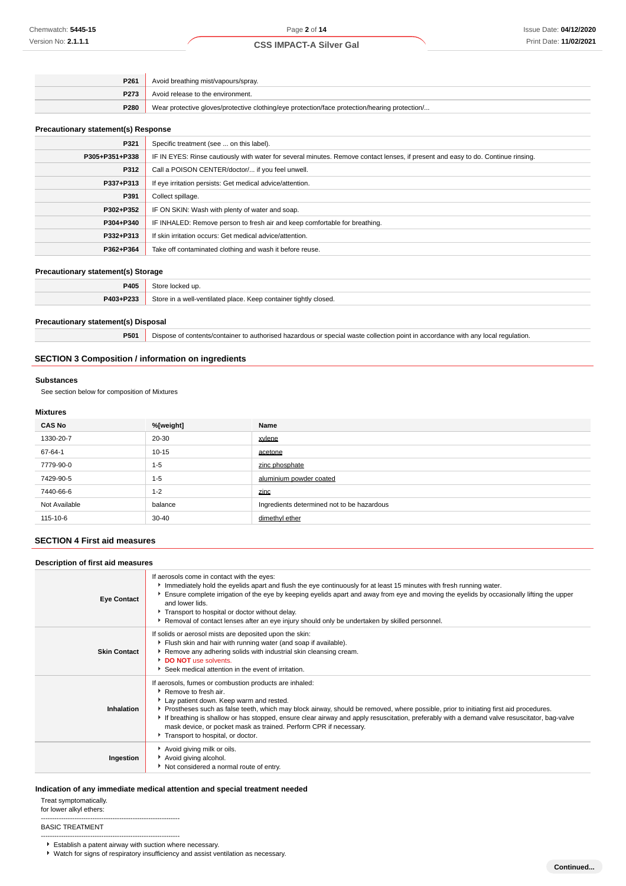| | |
|---|---|
| **P261** | Avoid breathing mist/vapours/spray. |
| **P273** | Avoid release to the environment. |
| **P280** | Wear protective gloves/protective clothing/eye protection/face protection/hearing protection/... |

### Precautionary statement(s) Response

| | |
|---|---|
| **P321** | Specific treatment (see ... on this label). |
| **P305+P351+P338** | IF IN EYES: Rinse cautiously with water for several minutes. Remove contact lenses, if present and easy to do. Continue rinsing. |
| **P312** | Call a POISON CENTER/doctor/... if you feel unwell. |
| **P337+P313** | If eye irritation persists: Get medical advice/attention. |
| **P391** | Collect spillage. |
| **P302+P352** | IF ON SKIN: Wash with plenty of water and soap. |
| **P304+P340** | IF INHALED: Remove person to fresh air and keep comfortable for breathing. |
| **P332+P313** | If skin irritation occurs: Get medical advice/attention. |
| **P362+P364** | Take off contaminated clothing and wash it before reuse. |

### Precautionary statement(s) Storage

| | |
|---|---|
| **P405** | Store locked up. |
| **P403+P233** | Store in a well-ventilated place. Keep container tightly closed. |

### Precautionary statement(s) Disposal

| | |
|---|---|
| **P501** | Dispose of contents/container to authorised hazardous or special waste collection point in accordance with any local regulation. |

## SECTION 3 Composition / information on ingredients

### Substances

See section below for composition of Mixtures

### Mixtures

| CAS No | %[weight] | Name |
|---|---|---|
| 1330-20-7 | 20-30 | xylene |
| 67-64-1 | 10-15 | acetone |
| 7779-90-0 | 1-5 | zinc phosphate |
| 7429-90-5 | 1-5 | aluminium powder coated |
| 7440-66-6 | 1-2 | zinc |
| Not Available | balance | Ingredients determined not to be hazardous |
| 115-10-6 | 30-40 | dimethyl ether |

## SECTION 4 First aid measures

### Description of first aid measures

| | |
|---|---|
| **Eye Contact** | If aerosols come in contact with the eyes:<br>▸ Immediately hold the eyelids apart and flush the eye continuously for at least 15 minutes with fresh running water.<br>▸ Ensure complete irrigation of the eye by keeping eyelids apart and away from eye and moving the eyelids by occasionally lifting the upper and lower lids.<br>▸ Transport to hospital or doctor without delay.<br>▸ Removal of contact lenses after an eye injury should only be undertaken by skilled personnel. |
| **Skin Contact** | If solids or aerosol mists are deposited upon the skin:<br>▸ Flush skin and hair with running water (and soap if available).<br>▸ Remove any adhering solids with industrial skin cleansing cream.<br>▸ **DO NOT** use solvents.<br>▸ Seek medical attention in the event of irritation. |
| **Inhalation** | If aerosols, fumes or combustion products are inhaled:<br>▸ Remove to fresh air.<br>▸ Lay patient down. Keep warm and rested.<br>▸ Prostheses such as false teeth, which may block airway, should be removed, where possible, prior to initiating first aid procedures.<br>▸ If breathing is shallow or has stopped, ensure clear airway and apply resuscitation, preferably with a demand valve resuscitator, bag-valve mask device, or pocket mask as trained. Perform CPR if necessary.<br>▸ Transport to hospital, or doctor. |
| **Ingestion** | ▸ Avoid giving milk or oils.<br>▸ Avoid giving alcohol.<br>▸ Not considered a normal route of entry. |

### Indication of any immediate medical attention and special treatment needed

Treat symptomatically.
for lower alkyl ethers:

--------------------------------------------------------------
BASIC TREATMENT
--------------------------------------------------------------

- Establish a patent airway with suction where necessary.
- Watch for signs of respiratory insufficiency and assist ventilation as necessary.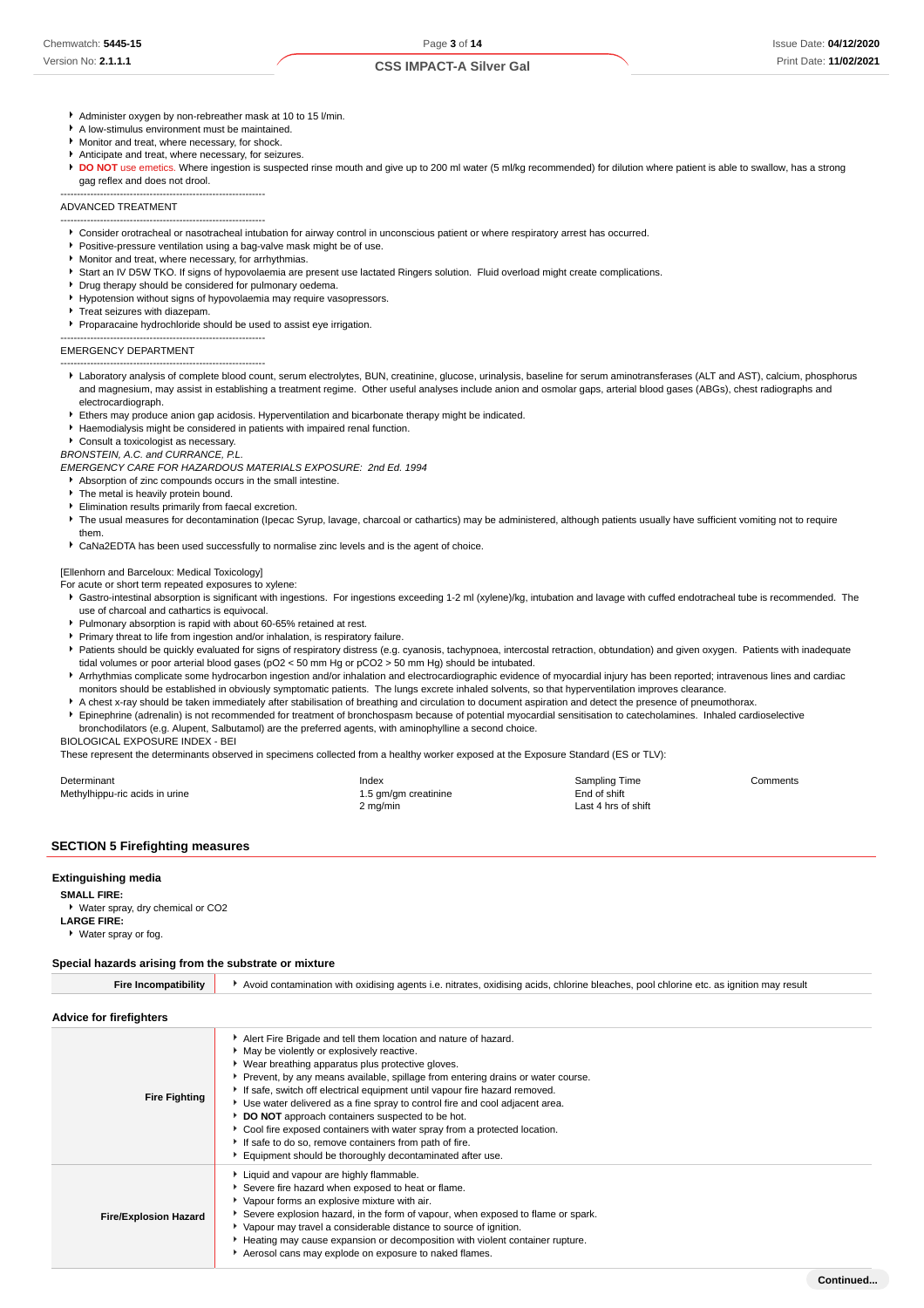- Administer oxygen by non-rebreather mask at 10 to 15 l/min.
- A low-stimulus environment must be maintained.
- Monitor and treat, where necessary, for shock.
- Anticipate and treat, where necessary, for seizures.
- **DO NOT** use emetics. Where ingestion is suspected rinse mouth and give up to 200 ml water (5 ml/kg recommended) for dilution where patient is able to swallow, has a strong gag reflex and does not drool.

--------------------------------------------------------------

ADVANCED TREATMENT

--------------------------------------------------------------

- Consider orotracheal or nasotracheal intubation for airway control in unconscious patient or where respiratory arrest has occurred.
- Positive-pressure ventilation using a bag-valve mask might be of use.
- Monitor and treat, where necessary, for arrhythmias.
- Start an IV D5W TKO. If signs of hypovolaemia are present use lactated Ringers solution. Fluid overload might create complications.
- Drug therapy should be considered for pulmonary oedema.
- Hypotension without signs of hypovolaemia may require vasopressors.
- Treat seizures with diazepam.
- Proparacaine hydrochloride should be used to assist eye irrigation.

--------------------------------------------------------------

EMERGENCY DEPARTMENT

--------------------------------------------------------------

- Laboratory analysis of complete blood count, serum electrolytes, BUN, creatinine, glucose, urinalysis, baseline for serum aminotransferases (ALT and AST), calcium, phosphorus and magnesium, may assist in establishing a treatment regime. Other useful analyses include anion and osmolar gaps, arterial blood gases (ABGs), chest radiographs and electrocardiograph.
- Ethers may produce anion gap acidosis. Hyperventilation and bicarbonate therapy might be indicated.
- Haemodialysis might be considered in patients with impaired renal function.
- Consult a toxicologist as necessary.

*BRONSTEIN, A.C. and CURRANCE, P.L.*
*EMERGENCY CARE FOR HAZARDOUS MATERIALS EXPOSURE: 2nd Ed. 1994*

- Absorption of zinc compounds occurs in the small intestine.
- The metal is heavily protein bound.
- Elimination results primarily from faecal excretion.
- The usual measures for decontamination (Ipecac Syrup, lavage, charcoal or cathartics) may be administered, although patients usually have sufficient vomiting not to require them.
- CaNa2EDTA has been used successfully to normalise zinc levels and is the agent of choice.

[Ellenhorn and Barceloux: Medical Toxicology]

For acute or short term repeated exposures to xylene:

- Gastro-intestinal absorption is significant with ingestions. For ingestions exceeding 1-2 ml (xylene)/kg, intubation and lavage with cuffed endotracheal tube is recommended. The use of charcoal and cathartics is equivocal.
- Pulmonary absorption is rapid with about 60-65% retained at rest.
- Primary threat to life from ingestion and/or inhalation, is respiratory failure.
- Patients should be quickly evaluated for signs of respiratory distress (e.g. cyanosis, tachypnoea, intercostal retraction, obtundation) and given oxygen. Patients with inadequate tidal volumes or poor arterial blood gases (pO2 < 50 mm Hg or pCO2 > 50 mm Hg) should be intubated.
- Arrhythmias complicate some hydrocarbon ingestion and/or inhalation and electrocardiographic evidence of myocardial injury has been reported; intravenous lines and cardiac monitors should be established in obviously symptomatic patients. The lungs excrete inhaled solvents, so that hyperventilation improves clearance.
- A chest x-ray should be taken immediately after stabilisation of breathing and circulation to document aspiration and detect the presence of pneumothorax.
- Epinephrine (adrenalin) is not recommended for treatment of bronchospasm because of potential myocardial sensitisation to catecholamines. Inhaled cardioselective bronchodilators (e.g. Alupent, Salbutamol) are the preferred agents, with aminophylline a second choice.

BIOLOGICAL EXPOSURE INDEX - BEI

These represent the determinants observed in specimens collected from a healthy worker exposed at the Exposure Standard (ES or TLV):

| Determinant | Index | Sampling Time | Comments |
|---|---|---|---|
| Methylhippu-ric acids in urine | 1.5 gm/gm creatinine | End of shift | |
| | 2 mg/min | Last 4 hrs of shift | |

## SECTION 5 Firefighting measures

### Extinguishing media

**SMALL FIRE:**

- Water spray, dry chemical or CO2

**LARGE FIRE:**

- Water spray or fog.

### Special hazards arising from the substrate or mixture

| | |
|---|---|
| **Fire Incompatibility** | Avoid contamination with oxidising agents i.e. nitrates, oxidising acids, chlorine bleaches, pool chlorine etc. as ignition may result |

### Advice for firefighters

| | |
|---|---|
| **Fire Fighting** | - Alert Fire Brigade and tell them location and nature of hazard.<br>- May be violently or explosively reactive.<br>- Wear breathing apparatus plus protective gloves.<br>- Prevent, by any means available, spillage from entering drains or water course.<br>- If safe, switch off electrical equipment until vapour fire hazard removed.<br>- Use water delivered as a fine spray to control fire and cool adjacent area.<br>- **DO NOT** approach containers suspected to be hot.<br>- Cool fire exposed containers with water spray from a protected location.<br>- If safe to do so, remove containers from path of fire.<br>- Equipment should be thoroughly decontaminated after use. |
| **Fire/Explosion Hazard** | - Liquid and vapour are highly flammable.<br>- Severe fire hazard when exposed to heat or flame.<br>- Vapour forms an explosive mixture with air.<br>- Severe explosion hazard, in the form of vapour, when exposed to flame or spark.<br>- Vapour may travel a considerable distance to source of ignition.<br>- Heating may cause expansion or decomposition with violent container rupture.<br>- Aerosol cans may explode on exposure to naked flames. |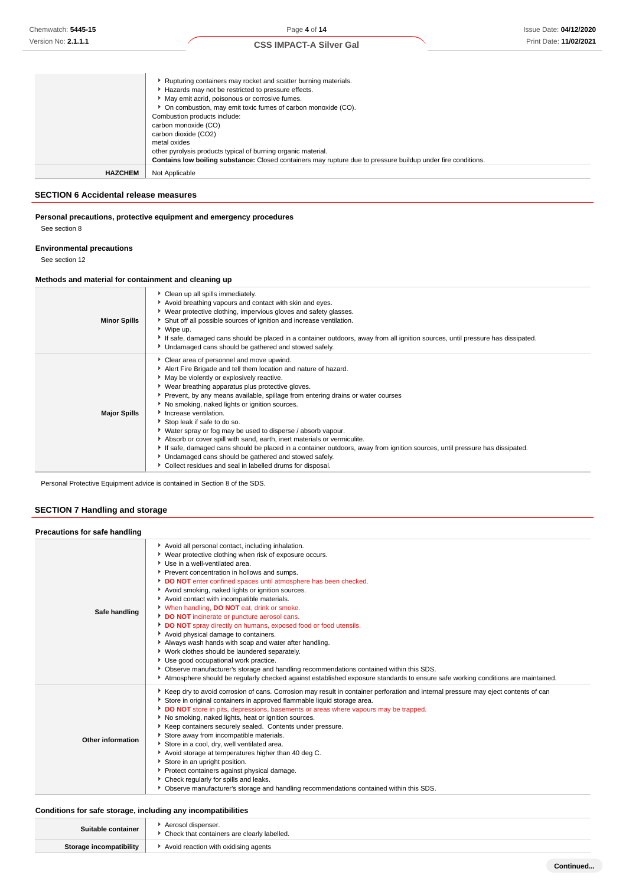|  |  |
|---|---|
|  | Rupturing containers may rocket and scatter burning materials.<br>Hazards may not be restricted to pressure effects.<br>May emit acrid, poisonous or corrosive fumes.<br>On combustion, may emit toxic fumes of carbon monoxide (CO).<br>Combustion products include:<br>carbon monoxide (CO)<br>carbon dioxide (CO2)<br>metal oxides<br>other pyrolysis products typical of burning organic material.<br>**Contains low boiling substance:** Closed containers may rupture due to pressure buildup under fire conditions. |
| **HAZCHEM** | Not Applicable |

## SECTION 6 Accidental release measures

### Personal precautions, protective equipment and emergency procedures

See section 8

### Environmental precautions

See section 12

### Methods and material for containment and cleaning up

|  |  |
|---|---|
| **Minor Spills** | Clean up all spills immediately.<br>Avoid breathing vapours and contact with skin and eyes.<br>Wear protective clothing, impervious gloves and safety glasses.<br>Shut off all possible sources of ignition and increase ventilation.<br>Wipe up.<br>If safe, damaged cans should be placed in a container outdoors, away from all ignition sources, until pressure has dissipated.<br>Undamaged cans should be gathered and stowed safely. |
| **Major Spills** | Clear area of personnel and move upwind.<br>Alert Fire Brigade and tell them location and nature of hazard.<br>May be violently or explosively reactive.<br>Wear breathing apparatus plus protective gloves.<br>Prevent, by any means available, spillage from entering drains or water courses<br>No smoking, naked lights or ignition sources.<br>Increase ventilation.<br>Stop leak if safe to do so.<br>Water spray or fog may be used to disperse / absorb vapour.<br>Absorb or cover spill with sand, earth, inert materials or vermiculite.<br>If safe, damaged cans should be placed in a container outdoors, away from ignition sources, until pressure has dissipated.<br>Undamaged cans should be gathered and stowed safely.<br>Collect residues and seal in labelled drums for disposal. |

Personal Protective Equipment advice is contained in Section 8 of the SDS.

## SECTION 7 Handling and storage

### Precautions for safe handling

|  |  |
|---|---|
| **Safe handling** | Avoid all personal contact, including inhalation.<br>Wear protective clothing when risk of exposure occurs.<br>Use in a well-ventilated area.<br>Prevent concentration in hollows and sumps.<br>**DO NOT** enter confined spaces until atmosphere has been checked.<br>Avoid smoking, naked lights or ignition sources.<br>Avoid contact with incompatible materials.<br>When handling, **DO NOT** eat, drink or smoke.<br>**DO NOT** incinerate or puncture aerosol cans.<br>**DO NOT** spray directly on humans, exposed food or food utensils.<br>Avoid physical damage to containers.<br>Always wash hands with soap and water after handling.<br>Work clothes should be laundered separately.<br>Use good occupational work practice.<br>Observe manufacturer's storage and handling recommendations contained within this SDS.<br>Atmosphere should be regularly checked against established exposure standards to ensure safe working conditions are maintained. |
| **Other information** | Keep dry to avoid corrosion of cans. Corrosion may result in container perforation and internal pressure may eject contents of can<br>Store in original containers in approved flammable liquid storage area.<br>**DO NOT** store in pits, depressions, basements or areas where vapours may be trapped.<br>No smoking, naked lights, heat or ignition sources.<br>Keep containers securely sealed. Contents under pressure.<br>Store away from incompatible materials.<br>Store in a cool, dry, well ventilated area.<br>Avoid storage at temperatures higher than 40 deg C.<br>Store in an upright position.<br>Protect containers against physical damage.<br>Check regularly for spills and leaks.<br>Observe manufacturer's storage and handling recommendations contained within this SDS. |

### Conditions for safe storage, including any incompatibilities

|  |  |
|---|---|
| **Suitable container** | Aerosol dispenser.<br>Check that containers are clearly labelled. |
| **Storage incompatibility** | Avoid reaction with oxidising agents |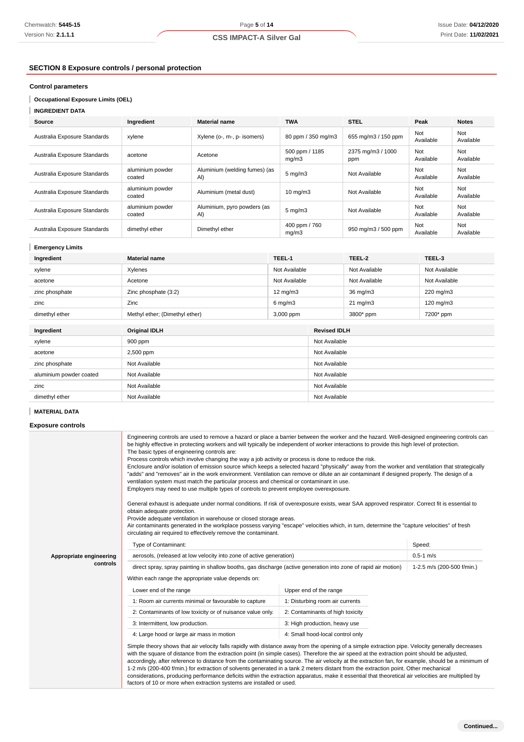## SECTION 8 Exposure controls / personal protection

### Control parameters

#### Occupational Exposure Limits (OEL)

#### INGREDIENT DATA

| Source | Ingredient | Material name | TWA | STEL | Peak | Notes |
|---|---|---|---|---|---|---|
| Australia Exposure Standards | xylene | Xylene (o-, m-, p- isomers) | 80 ppm / 350 mg/m3 | 655 mg/m3 / 150 ppm | Not Available | Not Available |
| Australia Exposure Standards | acetone | Acetone | 500 ppm / 1185 mg/m3 | 2375 mg/m3 / 1000 ppm | Not Available | Not Available |
| Australia Exposure Standards | aluminium powder coated | Aluminium (welding fumes) (as Al) | 5 mg/m3 | Not Available | Not Available | Not Available |
| Australia Exposure Standards | aluminium powder coated | Aluminium (metal dust) | 10 mg/m3 | Not Available | Not Available | Not Available |
| Australia Exposure Standards | aluminium powder coated | Aluminium, pyro powders (as Al) | 5 mg/m3 | Not Available | Not Available | Not Available |
| Australia Exposure Standards | dimethyl ether | Dimethyl ether | 400 ppm / 760 mg/m3 | 950 mg/m3 / 500 ppm | Not Available | Not Available |

#### Emergency Limits

| Ingredient | Material name | TEEL-1 | TEEL-2 | TEEL-3 |
|---|---|---|---|---|
| xylene | Xylenes | Not Available | Not Available | Not Available |
| acetone | Acetone | Not Available | Not Available | Not Available |
| zinc phosphate | Zinc phosphate (3:2) | 12 mg/m3 | 36 mg/m3 | 220 mg/m3 |
| zinc | Zinc | 6 mg/m3 | 21 mg/m3 | 120 mg/m3 |
| dimethyl ether | Methyl ether; (Dimethyl ether) | 3,000 ppm | 3800* ppm | 7200* ppm |

| Ingredient | Original IDLH | Revised IDLH |
|---|---|---|
| xylene | 900 ppm | Not Available |
| acetone | 2,500 ppm | Not Available |
| zinc phosphate | Not Available | Not Available |
| aluminium powder coated | Not Available | Not Available |
| zinc | Not Available | Not Available |
| dimethyl ether | Not Available | Not Available |

#### MATERIAL DATA

### Exposure controls

**Appropriate engineering controls**

Engineering controls are used to remove a hazard or place a barrier between the worker and the hazard. Well-designed engineering controls can be highly effective in protecting workers and will typically be independent of worker interactions to provide this high level of protection.
The basic types of engineering controls are:
Process controls which involve changing the way a job activity or process is done to reduce the risk.
Enclosure and/or isolation of emission source which keeps a selected hazard "physically" away from the worker and ventilation that strategically "adds" and "removes" air in the work environment. Ventilation can remove or dilute an air contaminant if designed properly. The design of a ventilation system must match the particular process and chemical or contaminant in use.
Employers may need to use multiple types of controls to prevent employee overexposure.

General exhaust is adequate under normal conditions. If risk of overexposure exists, wear SAA approved respirator. Correct fit is essential to obtain adequate protection.
Provide adequate ventilation in warehouse or closed storage areas.
Air contaminants generated in the workplace possess varying "escape" velocities which, in turn, determine the "capture velocities" of fresh circulating air required to effectively remove the contaminant.

| Type of Contaminant: | Speed: |
|---|---|
| aerosols, (released at low velocity into zone of active generation) | 0.5-1 m/s |
| direct spray, spray painting in shallow booths, gas discharge (active generation into zone of rapid air motion) | 1-2.5 m/s (200-500 f/min.) |

Within each range the appropriate value depends on:

| Lower end of the range | Upper end of the range |
|---|---|
| 1: Room air currents minimal or favourable to capture | 1: Disturbing room air currents |
| 2: Contaminants of low toxicity or of nuisance value only. | 2: Contaminants of high toxicity |
| 3: Intermittent, low production. | 3: High production, heavy use |
| 4: Large hood or large air mass in motion | 4: Small hood-local control only |

Simple theory shows that air velocity falls rapidly with distance away from the opening of a simple extraction pipe. Velocity generally decreases with the square of distance from the extraction point (in simple cases). Therefore the air speed at the extraction point should be adjusted, accordingly, after reference to distance from the contaminating source. The air velocity at the extraction fan, for example, should be a minimum of 1-2 m/s (200-400 f/min.) for extraction of solvents generated in a tank 2 meters distant from the extraction point. Other mechanical considerations, producing performance deficits within the extraction apparatus, make it essential that theoretical air velocities are multiplied by factors of 10 or more when extraction systems are installed or used.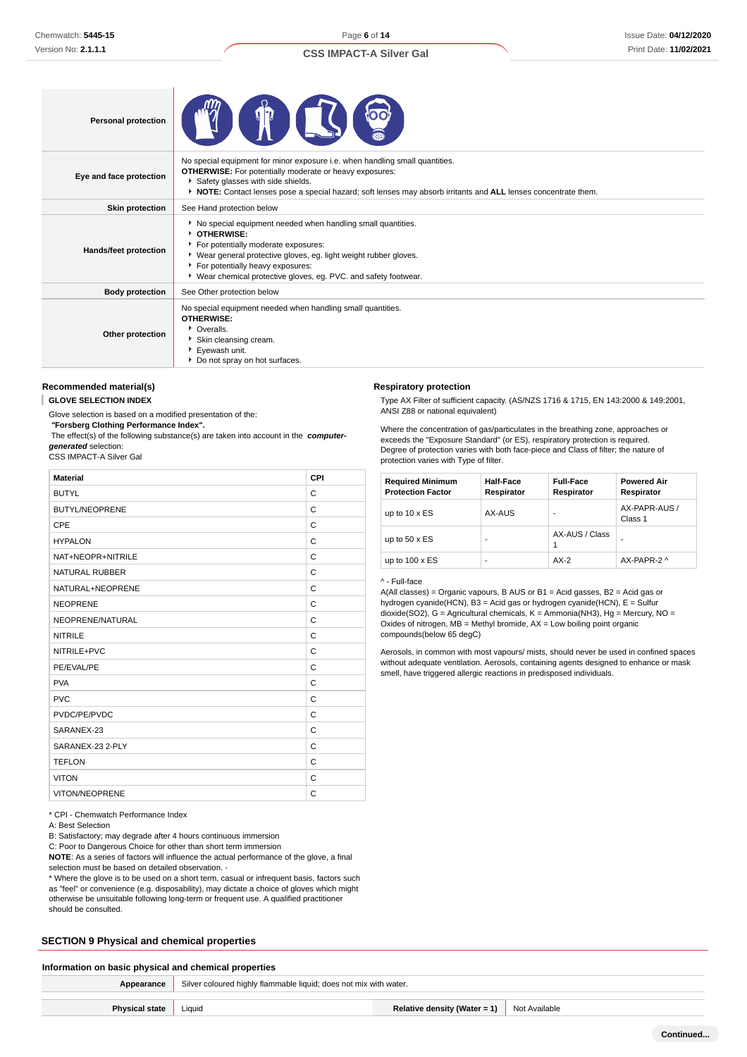| Personal protection | |
|---|---|
| Eye and face protection | No special equipment for minor exposure i.e. when handling small quantities.<br>**OTHERWISE:** For potentially moderate or heavy exposures:<br>▸ Safety glasses with side shields.<br>▸ **NOTE:** Contact lenses pose a special hazard; soft lenses may absorb irritants and **ALL** lenses concentrate them. |
| Skin protection | See Hand protection below |
| Hands/feet protection | ▸ No special equipment needed when handling small quantities.<br>▸ **OTHERWISE:**<br>▸ For potentially moderate exposures:<br>▸ Wear general protective gloves, eg. light weight rubber gloves.<br>▸ For potentially heavy exposures:<br>▸ Wear chemical protective gloves, eg. PVC. and safety footwear. |
| Body protection | See Other protection below |
| Other protection | No special equipment needed when handling small quantities.<br>**OTHERWISE:**<br>▸ Overalls.<br>▸ Skin cleansing cream.<br>▸ Eyewash unit.<br>▸ Do not spray on hot surfaces. |

### Recommended material(s)

**GLOVE SELECTION INDEX**

Glove selection is based on a modified presentation of the:
***"Forsberg Clothing Performance Index".***
The effect(s) of the following substance(s) are taken into account in the ***computer-generated*** selection:
CSS IMPACT-A Silver Gal

| Material | CPI |
|---|---|
| BUTYL | C |
| BUTYL/NEOPRENE | C |
| CPE | C |
| HYPALON | C |
| NAT+NEOPR+NITRILE | C |
| NATURAL RUBBER | C |
| NATURAL+NEOPRENE | C |
| NEOPRENE | C |
| NEOPRENE/NATURAL | C |
| NITRILE | C |
| NITRILE+PVC | C |
| PE/EVAL/PE | C |
| PVA | C |
| PVC | C |
| PVDC/PE/PVDC | C |
| SARANEX-23 | C |
| SARANEX-23 2-PLY | C |
| TEFLON | C |
| VITON | C |
| VITON/NEOPRENE | C |

* CPI - Chemwatch Performance Index
A: Best Selection
B: Satisfactory; may degrade after 4 hours continuous immersion
C: Poor to Dangerous Choice for other than short term immersion
**NOTE**: As a series of factors will influence the actual performance of the glove, a final selection must be based on detailed observation. -
* Where the glove is to be used on a short term, casual or infrequent basis, factors such as "feel" or convenience (e.g. disposability), may dictate a choice of gloves which might otherwise be unsuitable following long-term or frequent use. A qualified practitioner should be consulted.

### Respiratory protection

Type AX Filter of sufficient capacity. (AS/NZS 1716 & 1715, EN 143:2000 & 149:2001, ANSI Z88 or national equivalent)

Where the concentration of gas/particulates in the breathing zone, approaches or exceeds the "Exposure Standard" (or ES), respiratory protection is required.
Degree of protection varies with both face-piece and Class of filter; the nature of protection varies with Type of filter.

| Required Minimum Protection Factor | Half-Face Respirator | Full-Face Respirator | Powered Air Respirator |
|---|---|---|---|
| up to 10 x ES | AX-AUS | - | AX-PAPR-AUS / Class 1 |
| up to 50 x ES | - | AX-AUS / Class 1 | - |
| up to 100 x ES | - | AX-2 | AX-PAPR-2 ^ |

^ - Full-face
A(All classes) = Organic vapours, B AUS or B1 = Acid gasses, B2 = Acid gas or hydrogen cyanide(HCN), B3 = Acid gas or hydrogen cyanide(HCN), E = Sulfur dioxide(SO2), G = Agricultural chemicals, K = Ammonia(NH3), Hg = Mercury, NO = Oxides of nitrogen, MB = Methyl bromide, AX = Low boiling point organic compounds(below 65 degC)

Aerosols, in common with most vapours/ mists, should never be used in confined spaces without adequate ventilation. Aerosols, containing agents designed to enhance or mask smell, have triggered allergic reactions in predisposed individuals.

## SECTION 9 Physical and chemical properties

### Information on basic physical and chemical properties

| Appearance | Silver coloured highly flammable liquid; does not mix with water. | | |
|---|---|---|---|
| Physical state | Liquid | Relative density (Water = 1) | Not Available |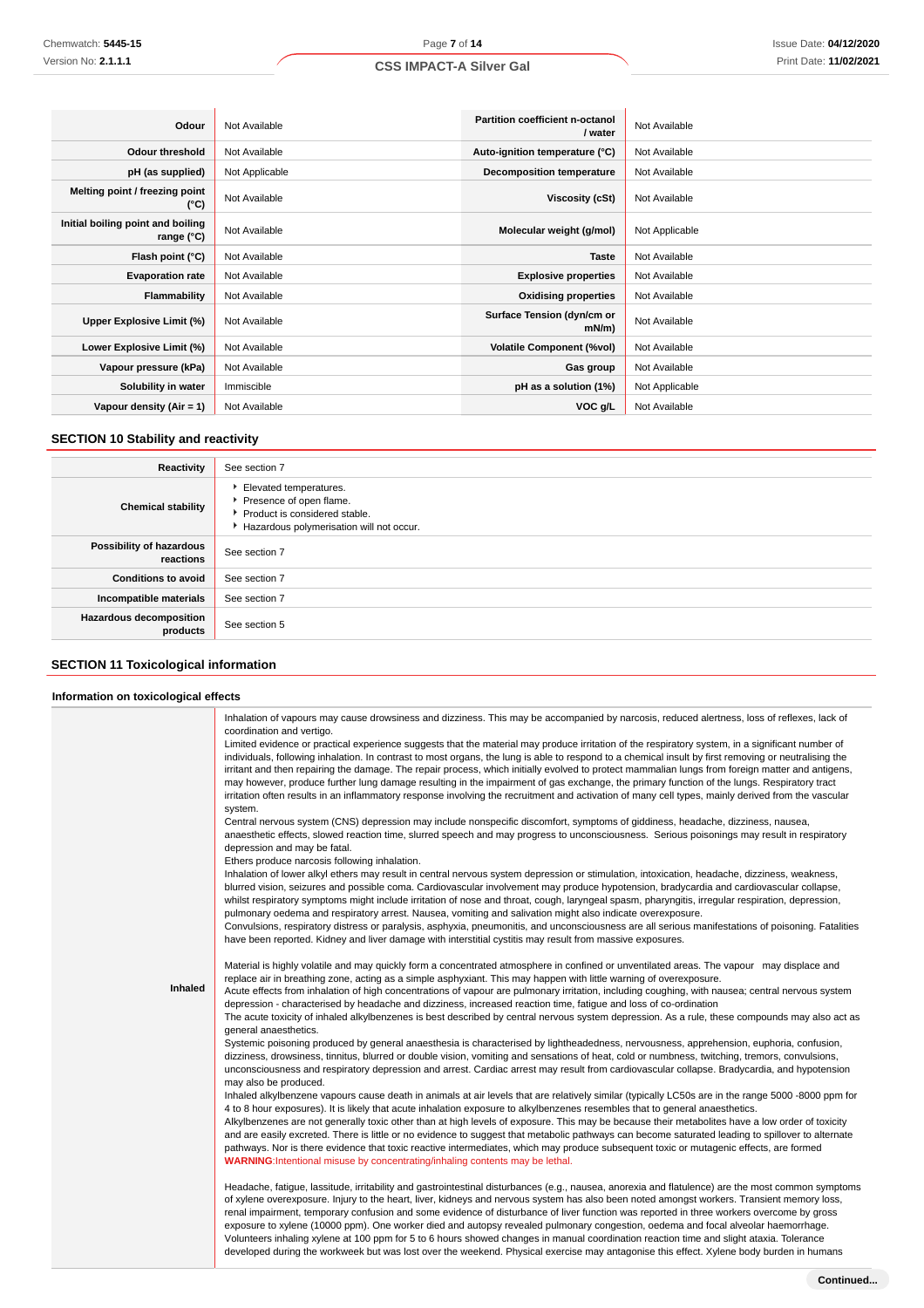| | | | |
|---|---|---|---|
| **Odour** | Not Available | **Partition coefficient n-octanol / water** | Not Available |
| **Odour threshold** | Not Available | **Auto-ignition temperature (°C)** | Not Available |
| **pH (as supplied)** | Not Applicable | **Decomposition temperature** | Not Available |
| **Melting point / freezing point (°C)** | Not Available | **Viscosity (cSt)** | Not Available |
| **Initial boiling point and boiling range (°C)** | Not Available | **Molecular weight (g/mol)** | Not Applicable |
| **Flash point (°C)** | Not Available | **Taste** | Not Available |
| **Evaporation rate** | Not Available | **Explosive properties** | Not Available |
| **Flammability** | Not Available | **Oxidising properties** | Not Available |
| **Upper Explosive Limit (%)** | Not Available | **Surface Tension (dyn/cm or mN/m)** | Not Available |
| **Lower Explosive Limit (%)** | Not Available | **Volatile Component (%vol)** | Not Available |
| **Vapour pressure (kPa)** | Not Available | **Gas group** | Not Available |
| **Solubility in water** | Immiscible | **pH as a solution (1%)** | Not Applicable |
| **Vapour density (Air = 1)** | Not Available | **VOC g/L** | Not Available |

## SECTION 10 Stability and reactivity

| | |
|---|---|
| **Reactivity** | See section 7 |
| **Chemical stability** | ‣ Elevated temperatures.<br>‣ Presence of open flame.<br>‣ Product is considered stable.<br>‣ Hazardous polymerisation will not occur. |
| **Possibility of hazardous reactions** | See section 7 |
| **Conditions to avoid** | See section 7 |
| **Incompatible materials** | See section 7 |
| **Hazardous decomposition products** | See section 5 |

## SECTION 11 Toxicological information

### Information on toxicological effects

**Inhaled**

Inhalation of vapours may cause drowsiness and dizziness. This may be accompanied by narcosis, reduced alertness, loss of reflexes, lack of coordination and vertigo.
Limited evidence or practical experience suggests that the material may produce irritation of the respiratory system, in a significant number of individuals, following inhalation. In contrast to most organs, the lung is able to respond to a chemical insult by first removing or neutralising the irritant and then repairing the damage. The repair process, which initially evolved to protect mammalian lungs from foreign matter and antigens, may however, produce further lung damage resulting in the impairment of gas exchange, the primary function of the lungs. Respiratory tract irritation often results in an inflammatory response involving the recruitment and activation of many cell types, mainly derived from the vascular system.
Central nervous system (CNS) depression may include nonspecific discomfort, symptoms of giddiness, headache, dizziness, nausea, anaesthetic effects, slowed reaction time, slurred speech and may progress to unconsciousness. Serious poisonings may result in respiratory depression and may be fatal.
Ethers produce narcosis following inhalation.
Inhalation of lower alkyl ethers may result in central nervous system depression or stimulation, intoxication, headache, dizziness, weakness, blurred vision, seizures and possible coma. Cardiovascular involvement may produce hypotension, bradycardia and cardiovascular collapse, whilst respiratory symptoms might include irritation of nose and throat, cough, laryngeal spasm, pharyngitis, irregular respiration, depression, pulmonary oedema and respiratory arrest. Nausea, vomiting and salivation might also indicate overexposure.
Convulsions, respiratory distress or paralysis, asphyxia, pneumonitis, and unconsciousness are all serious manifestations of poisoning. Fatalities have been reported. Kidney and liver damage with interstitial cystitis may result from massive exposures.

Material is highly volatile and may quickly form a concentrated atmosphere in confined or unventilated areas. The vapour may displace and replace air in breathing zone, acting as a simple asphyxiant. This may happen with little warning of overexposure.
Acute effects from inhalation of high concentrations of vapour are pulmonary irritation, including coughing, with nausea; central nervous system depression - characterised by headache and dizziness, increased reaction time, fatigue and loss of co-ordination
The acute toxicity of inhaled alkylbenzenes is best described by central nervous system depression. As a rule, these compounds may also act as general anaesthetics.
Systemic poisoning produced by general anaesthesia is characterised by lightheadedness, nervousness, apprehension, euphoria, confusion, dizziness, drowsiness, tinnitus, blurred or double vision, vomiting and sensations of heat, cold or numbness, twitching, tremors, convulsions, unconsciousness and respiratory depression and arrest. Cardiac arrest may result from cardiovascular collapse. Bradycardia, and hypotension may also be produced.
Inhaled alkylbenzene vapours cause death in animals at air levels that are relatively similar (typically LC50s are in the range 5000 -8000 ppm for 4 to 8 hour exposures). It is likely that acute inhalation exposure to alkylbenzenes resembles that to general anaesthetics.
Alkylbenzenes are not generally toxic other than at high levels of exposure. This may be because their metabolites have a low order of toxicity and are easily excreted. There is little or no evidence to suggest that metabolic pathways can become saturated leading to spillover to alternate pathways. Nor is there evidence that toxic reactive intermediates, which may produce subsequent toxic or mutagenic effects, are formed
**WARNING**:Intentional misuse by concentrating/inhaling contents may be lethal.

Headache, fatigue, lassitude, irritability and gastrointestinal disturbances (e.g., nausea, anorexia and flatulence) are the most common symptoms of xylene overexposure. Injury to the heart, liver, kidneys and nervous system has also been noted amongst workers. Transient memory loss, renal impairment, temporary confusion and some evidence of disturbance of liver function was reported in three workers overcome by gross exposure to xylene (10000 ppm). One worker died and autopsy revealed pulmonary congestion, oedema and focal alveolar haemorrhage. Volunteers inhaling xylene at 100 ppm for 5 to 6 hours showed changes in manual coordination reaction time and slight ataxia. Tolerance developed during the workweek but was lost over the weekend. Physical exercise may antagonise this effect. Xylene body burden in humans

**Continued...**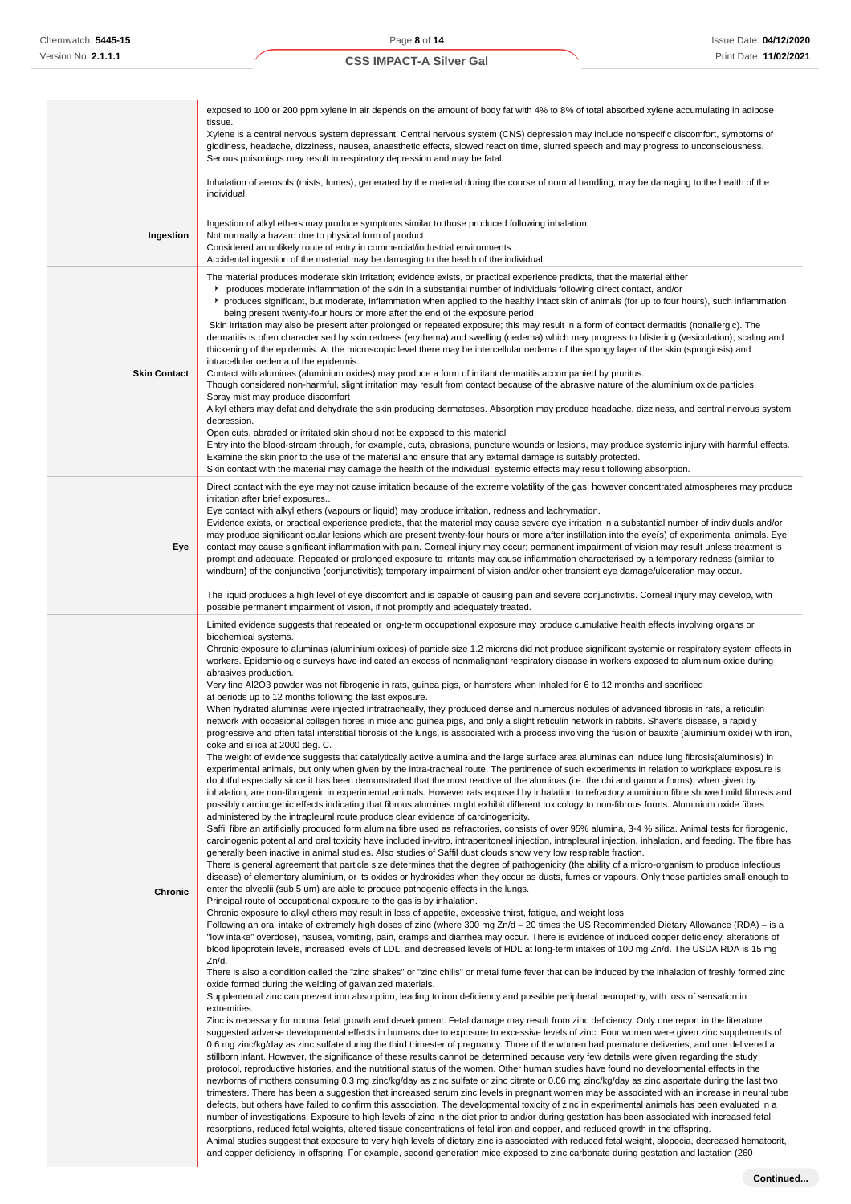| | |
|---|---|
| | exposed to 100 or 200 ppm xylene in air depends on the amount of body fat with 4% to 8% of total absorbed xylene accumulating in adipose tissue.<br>Xylene is a central nervous system depressant. Central nervous system (CNS) depression may include nonspecific discomfort, symptoms of giddiness, headache, dizziness, nausea, anaesthetic effects, slowed reaction time, slurred speech and may progress to unconsciousness. Serious poisonings may result in respiratory depression and may be fatal.<br><br>Inhalation of aerosols (mists, fumes), generated by the material during the course of normal handling, may be damaging to the health of the individual. |
| **Ingestion** | Ingestion of alkyl ethers may produce symptoms similar to those produced following inhalation.<br>Not normally a hazard due to physical form of product.<br>Considered an unlikely route of entry in commercial/industrial environments<br>Accidental ingestion of the material may be damaging to the health of the individual. |
| **Skin Contact** | The material produces moderate skin irritation; evidence exists, or practical experience predicts, that the material either<br>▸ produces moderate inflammation of the skin in a substantial number of individuals following direct contact, and/or<br>▸ produces significant, but moderate, inflammation when applied to the healthy intact skin of animals (for up to four hours), such inflammation being present twenty-four hours or more after the end of the exposure period.<br>Skin irritation may also be present after prolonged or repeated exposure; this may result in a form of contact dermatitis (nonallergic). The dermatitis is often characterised by skin redness (erythema) and swelling (oedema) which may progress to blistering (vesiculation), scaling and thickening of the epidermis. At the microscopic level there may be intercellular oedema of the spongy layer of the skin (spongiosis) and intracellular oedema of the epidermis.<br>Contact with aluminas (aluminium oxides) may produce a form of irritant dermatitis accompanied by pruritus.<br>Though considered non-harmful, slight irritation may result from contact because of the abrasive nature of the aluminium oxide particles.<br>Spray mist may produce discomfort<br>Alkyl ethers may defat and dehydrate the skin producing dermatoses. Absorption may produce headache, dizziness, and central nervous system depression.<br>Open cuts, abraded or irritated skin should not be exposed to this material<br>Entry into the blood-stream through, for example, cuts, abrasions, puncture wounds or lesions, may produce systemic injury with harmful effects. Examine the skin prior to the use of the material and ensure that any external damage is suitably protected.<br>Skin contact with the material may damage the health of the individual; systemic effects may result following absorption. |
| **Eye** | Direct contact with the eye may not cause irritation because of the extreme volatility of the gas; however concentrated atmospheres may produce irritation after brief exposures..<br>Eye contact with alkyl ethers (vapours or liquid) may produce irritation, redness and lachrymation.<br>Evidence exists, or practical experience predicts, that the material may cause severe eye irritation in a substantial number of individuals and/or may produce significant ocular lesions which are present twenty-four hours or more after instillation into the eye(s) of experimental animals. Eye contact may cause significant inflammation with pain. Corneal injury may occur; permanent impairment of vision may result unless treatment is prompt and adequate. Repeated or prolonged exposure to irritants may cause inflammation characterised by a temporary redness (similar to windburn) of the conjunctiva (conjunctivitis); temporary impairment of vision and/or other transient eye damage/ulceration may occur.<br><br>The liquid produces a high level of eye discomfort and is capable of causing pain and severe conjunctivitis. Corneal injury may develop, with possible permanent impairment of vision, if not promptly and adequately treated. |
| **Chronic** | Limited evidence suggests that repeated or long-term occupational exposure may produce cumulative health effects involving organs or biochemical systems.<br>Chronic exposure to aluminas (aluminium oxides) of particle size 1.2 microns did not produce significant systemic or respiratory system effects in workers. Epidemiologic surveys have indicated an excess of nonmalignant respiratory disease in workers exposed to aluminum oxide during abrasives production.<br>Very fine $Al_2O_3$ powder was not fibrogenic in rats, guinea pigs, or hamsters when inhaled for 6 to 12 months and sacrificed at periods up to 12 months following the last exposure.<br>When hydrated aluminas were injected intratracheally, they produced dense and numerous nodules of advanced fibrosis in rats, a reticulin network with occasional collagen fibres in mice and guinea pigs, and only a slight reticulin network in rabbits. Shaver's disease, a rapidly progressive and often fatal interstitial fibrosis of the lungs, is associated with a process involving the fusion of bauxite (aluminium oxide) with iron, coke and silica at 2000 deg. C.<br>The weight of evidence suggests that catalytically active alumina and the large surface area aluminas can induce lung fibrosis(aluminosis) in experimental animals, but only when given by the intra-tracheal route. The pertinence of such experiments in relation to workplace exposure is doubtful especially since it has been demonstrated that the most reactive of the aluminas (i.e. the chi and gamma forms), when given by inhalation, are non-fibrogenic in experimental animals. However rats exposed by inhalation to refractory aluminium fibre showed mild fibrosis and possibly carcinogenic effects indicating that fibrous aluminas might exhibit different toxicology to non-fibrous forms. Aluminium oxide fibres administered by the intrapleural route produce clear evidence of carcinogenicity.<br>Saffil fibre an artificially produced form alumina fibre used as refractories, consists of over 95% alumina, 3-4 % silica. Animal tests for fibrogenic, carcinogenic potential and oral toxicity have included in-vitro, intraperitoneal injection, intrapleural injection, inhalation, and feeding. The fibre has generally been inactive in animal studies. Also studies of Saffil dust clouds show very low respirable fraction.<br>There is general agreement that particle size determines that the degree of pathogenicity (the ability of a micro-organism to produce infectious disease) of elementary aluminium, or its oxides or hydroxides when they occur as dusts, fumes or vapours. Only those particles small enough to enter the alveolii (sub 5 um) are able to produce pathogenic effects in the lungs.<br>Principal route of occupational exposure to the gas is by inhalation.<br>Chronic exposure to alkyl ethers may result in loss of appetite, excessive thirst, fatigue, and weight loss<br>Following an oral intake of extremely high doses of zinc (where 300 mg Zn/d – 20 times the US Recommended Dietary Allowance (RDA) – is a "low intake" overdose), nausea, vomiting, pain, cramps and diarrhea may occur. There is evidence of induced copper deficiency, alterations of blood lipoprotein levels, increased levels of LDL, and decreased levels of HDL at long-term intakes of 100 mg Zn/d. The USDA RDA is 15 mg Zn/d.<br>There is also a condition called the "zinc shakes" or "zinc chills" or metal fume fever that can be induced by the inhalation of freshly formed zinc oxide formed during the welding of galvanized materials.<br>Supplemental zinc can prevent iron absorption, leading to iron deficiency and possible peripheral neuropathy, with loss of sensation in extremities.<br>Zinc is necessary for normal fetal growth and development. Fetal damage may result from zinc deficiency. Only one report in the literature suggested adverse developmental effects in humans due to exposure to excessive levels of zinc. Four women were given zinc supplements of 0.6 mg zinc/kg/day as zinc sulfate during the third trimester of pregnancy. Three of the women had premature deliveries, and one delivered a stillborn infant. However, the significance of these results cannot be determined because very few details were given regarding the study protocol, reproductive histories, and the nutritional status of the women. Other human studies have found no developmental effects in the newborns of mothers consuming 0.3 mg zinc/kg/day as zinc sulfate or zinc citrate or 0.06 mg zinc/kg/day as zinc aspartate during the last two trimesters. There has been a suggestion that increased serum zinc levels in pregnant women may be associated with an increase in neural tube defects, but others have failed to confirm this association. The developmental toxicity of zinc in experimental animals has been evaluated in a number of investigations. Exposure to high levels of zinc in the diet prior to and/or during gestation has been associated with increased fetal resorptions, reduced fetal weights, altered tissue concentrations of fetal iron and copper, and reduced growth in the offspring.<br>Animal studies suggest that exposure to very high levels of dietary zinc is associated with reduced fetal weight, alopecia, decreased hematocrit, and copper deficiency in offspring. For example, second generation mice exposed to zinc carbonate during gestation and lactation (260 |

Continued...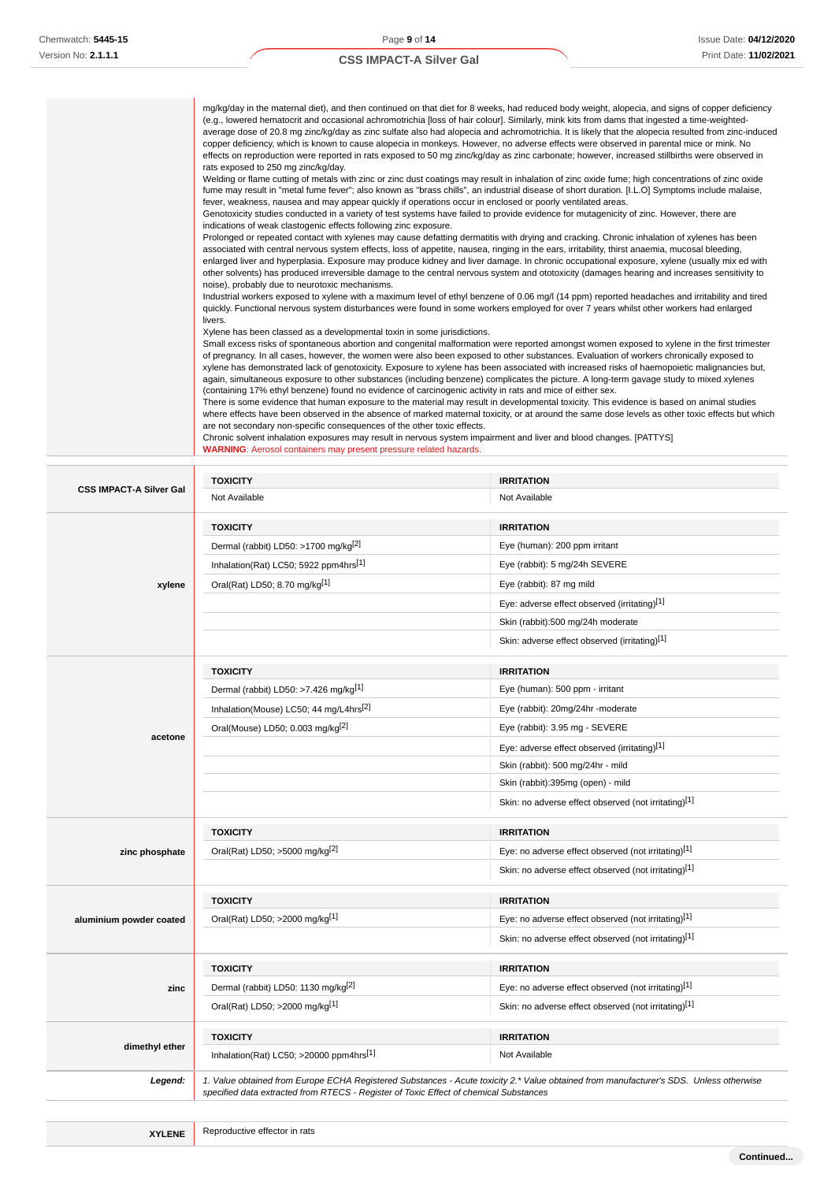mg/kg/day in the maternal diet), and then continued on that diet for 8 weeks, had reduced body weight, alopecia, and signs of copper deficiency (e.g., lowered hematocrit and occasional achromotrichia [loss of hair colour]. Similarly, mink kits from dams that ingested a time-weighted-average dose of 20.8 mg zinc/kg/day as zinc sulfate also had alopecia and achromotrichia. It is likely that the alopecia resulted from zinc-induced copper deficiency, which is known to cause alopecia in monkeys. However, no adverse effects were observed in parental mice or mink. No effects on reproduction were reported in rats exposed to 50 mg zinc/kg/day as zinc carbonate; however, increased stillbirths were observed in rats exposed to 250 mg zinc/kg/day.
Welding or flame cutting of metals with zinc or zinc dust coatings may result in inhalation of zinc oxide fume; high concentrations of zinc oxide fume may result in "metal fume fever"; also known as "brass chills", an industrial disease of short duration. [I.L.O] Symptoms include malaise, fever, weakness, nausea and may appear quickly if operations occur in enclosed or poorly ventilated areas.
Genotoxicity studies conducted in a variety of test systems have failed to provide evidence for mutagenicity of zinc. However, there are indications of weak clastogenic effects following zinc exposure.
Prolonged or repeated contact with xylenes may cause defatting dermatitis with drying and cracking. Chronic inhalation of xylenes has been associated with central nervous system effects, loss of appetite, nausea, ringing in the ears, irritability, thirst anaemia, mucosal bleeding, enlarged liver and hyperplasia. Exposure may produce kidney and liver damage. In chronic occupational exposure, xylene (usually mix ed with other solvents) has produced irreversible damage to the central nervous system and ototoxicity (damages hearing and increases sensitivity to noise), probably due to neurotoxic mechanisms.
Industrial workers exposed to xylene with a maximum level of ethyl benzene of 0.06 mg/l (14 ppm) reported headaches and irritability and tired quickly. Functional nervous system disturbances were found in some workers employed for over 7 years whilst other workers had enlarged livers.
Xylene has been classed as a developmental toxin in some jurisdictions.
Small excess risks of spontaneous abortion and congenital malformation were reported amongst women exposed to xylene in the first trimester of pregnancy. In all cases, however, the women were also been exposed to other substances. Evaluation of workers chronically exposed to xylene has demonstrated lack of genotoxicity. Exposure to xylene has been associated with increased risks of haemopoietic malignancies but, again, simultaneous exposure to other substances (including benzene) complicates the picture. A long-term gavage study to mixed xylenes (containing 17% ethyl benzene) found no evidence of carcinogenic activity in rats and mice of either sex.
There is some evidence that human exposure to the material may result in developmental toxicity. This evidence is based on animal studies where effects have been observed in the absence of marked maternal toxicity, or at around the same dose levels as other toxic effects but which are not secondary non-specific consequences of the other toxic effects.
Chronic solvent inhalation exposures may result in nervous system impairment and liver and blood changes. [PATTYS]
**WARNING**: Aerosol containers may present pressure related hazards.

| | TOXICITY | IRRITATION |
|---|---|---|
| **CSS IMPACT-A Silver Gal** | Not Available | Not Available |
| | **TOXICITY** | **IRRITATION** |
| **xylene** | Dermal (rabbit) LD50: >1700 mg/kg[2] | Eye (human): 200 ppm irritant |
| | Inhalation(Rat) LC50; 5922 ppm4hrs[1] | Eye (rabbit): 5 mg/24h SEVERE |
| | Oral(Rat) LD50; 8.70 mg/kg[1] | Eye (rabbit): 87 mg mild |
| | | Eye: adverse effect observed (irritating)[1] |
| | | Skin (rabbit):500 mg/24h moderate |
| | | Skin: adverse effect observed (irritating)[1] |
| | **TOXICITY** | **IRRITATION** |
| **acetone** | Dermal (rabbit) LD50: >7.426 mg/kg[1] | Eye (human): 500 ppm - irritant |
| | Inhalation(Mouse) LC50; 44 mg/L4hrs[2] | Eye (rabbit): 20mg/24hr -moderate |
| | Oral(Mouse) LD50; 0.003 mg/kg[2] | Eye (rabbit): 3.95 mg - SEVERE |
| | | Eye: adverse effect observed (irritating)[1] |
| | | Skin (rabbit): 500 mg/24hr - mild |
| | | Skin (rabbit):395mg (open) - mild |
| | | Skin: no adverse effect observed (not irritating)[1] |
| | **TOXICITY** | **IRRITATION** |
| **zinc phosphate** | Oral(Rat) LD50; >5000 mg/kg[2] | Eye: no adverse effect observed (not irritating)[1] |
| | | Skin: no adverse effect observed (not irritating)[1] |
| | **TOXICITY** | **IRRITATION** |
| **aluminium powder coated** | Oral(Rat) LD50; >2000 mg/kg[1] | Eye: no adverse effect observed (not irritating)[1] |
| | | Skin: no adverse effect observed (not irritating)[1] |
| | **TOXICITY** | **IRRITATION** |
| **zinc** | Dermal (rabbit) LD50: 1130 mg/kg[2] | Eye: no adverse effect observed (not irritating)[1] |
| | Oral(Rat) LD50; >2000 mg/kg[1] | Skin: no adverse effect observed (not irritating)[1] |
| | **TOXICITY** | **IRRITATION** |
| **dimethyl ether** | Inhalation(Rat) LC50; >20000 ppm4hrs[1] | Not Available |

| | |
|---|---|
| ***Legend:*** | *1. Value obtained from Europe ECHA Registered Substances - Acute toxicity 2.* Value obtained from manufacturer's SDS. Unless otherwise specified data extracted from RTECS - Register of Toxic Effect of chemical Substances* |

| | |
|---|---|
| **XYLENE** | Reproductive effector in rats |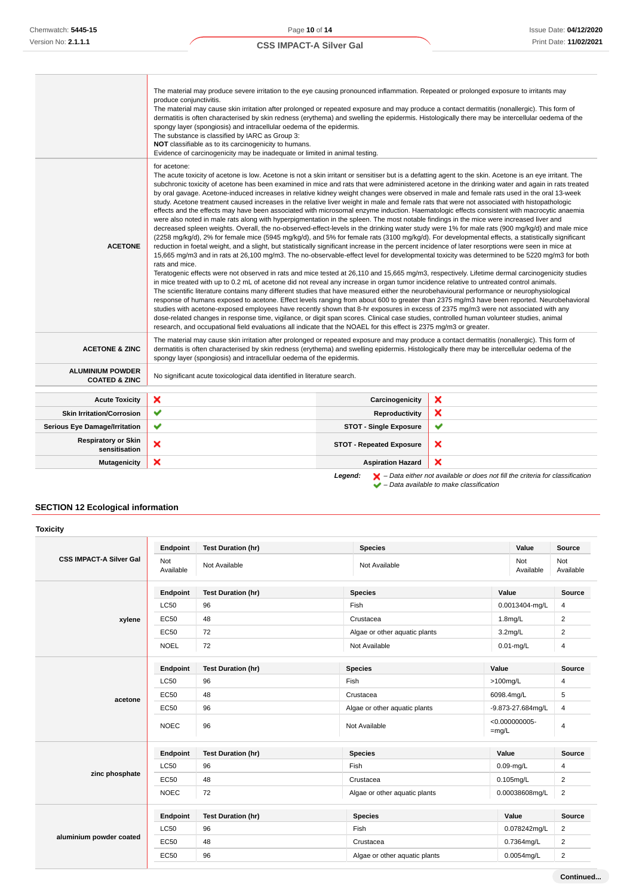| | |
|---|---|
| | The material may produce severe irritation to the eye causing pronounced inflammation. Repeated or prolonged exposure to irritants may produce conjunctivitis.<br>The material may cause skin irritation after prolonged or repeated exposure and may produce a contact dermatitis (nonallergic). This form of dermatitis is often characterised by skin redness (erythema) and swelling the epidermis. Histologically there may be intercellular oedema of the spongy layer (spongiosis) and intracellular oedema of the epidermis.<br>The substance is classified by IARC as Group 3:<br>**NOT** classifiable as to its carcinogenicity to humans.<br>Evidence of carcinogenicity may be inadequate or limited in animal testing. |
| **ACETONE** | for acetone:<br>The acute toxicity of acetone is low. Acetone is not a skin irritant or sensitiser but is a defatting agent to the skin. Acetone is an eye irritant. The subchronic toxicity of acetone has been examined in mice and rats that were administered acetone in the drinking water and again in rats treated by oral gavage. Acetone-induced increases in the relative kidney weight changes were observed in male and female rats used in the oral 13-week study. Acetone treatment caused increases in the relative liver weight in male and female rats that were not associated with histopathologic effects and the effects may have been associated with microsomal enzyme induction. Haematologic effects consistent with macrocytic anaemia were also noted in male rats along with hyperpigmentation in the spleen. The most notable findings in the mice were increased liver and decreased spleen weights. Overall, the no-observed-effect-levels in the drinking water study were 1% for male rats (900 mg/kg/d) and male mice (2258 mg/kg/d), 2% for female mice (5945 mg/kg/d), and 5% for female rats (3100 mg/kg/d). For developmental effects, a statistically significant reduction in foetal weight, and a slight, but statistically significant increase in the percent incidence of later resorptions were seen in mice at 15,665 mg/m3 and in rats at 26,100 mg/m3. The no-observable-effect level for developmental toxicity was determined to be 5220 mg/m3 for both rats and mice.<br>Teratogenic effects were not observed in rats and mice tested at 26,110 and 15,665 mg/m3, respectively. Lifetime dermal carcinogenicity studies in mice treated with up to 0.2 mL of acetone did not reveal any increase in organ tumor incidence relative to untreated control animals.<br>The scientific literature contains many different studies that have measured either the neurobehavioural performance or neurophysiological response of humans exposed to acetone. Effect levels ranging from about 600 to greater than 2375 mg/m3 have been reported. Neurobehavioral studies with acetone-exposed employees have recently shown that 8-hr exposures in excess of 2375 mg/m3 were not associated with any dose-related changes in response time, vigilance, or digit span scores. Clinical case studies, controlled human volunteer studies, animal research, and occupational field evaluations all indicate that the NOAEL for this effect is 2375 mg/m3 or greater. |
| **ACETONE & ZINC** | The material may cause skin irritation after prolonged or repeated exposure and may produce a contact dermatitis (nonallergic). This form of dermatitis is often characterised by skin redness (erythema) and swelling epidermis. Histologically there may be intercellular oedema of the spongy layer (spongiosis) and intracellular oedema of the epidermis. |
| **ALUMINIUM POWDER COATED & ZINC** | No significant acute toxicological data identified in literature search. |

| | | | |
|---|---|---|---|
| **Acute Toxicity** | ✘ | **Carcinogenicity** | ✘ |
| **Skin Irritation/Corrosion** | ✔ | **Reproductivity** | ✘ |
| **Serious Eye Damage/Irritation** | ✔ | **STOT - Single Exposure** | ✔ |
| **Respiratory or Skin sensitisation** | ✘ | **STOT - Repeated Exposure** | ✘ |
| **Mutagenicity** | ✘ | **Aspiration Hazard** | ✘ |

***Legend:*** ✘ *– Data either not available or does not fill the criteria for classification*
✔ *– Data available to make classification*

## SECTION 12 Ecological information

### Toxicity

**CSS IMPACT-A Silver Gal**

| Endpoint | Test Duration (hr) | Species | Value | Source |
|---|---|---|---|---|
| Not Available | Not Available | Not Available | Not Available | Not Available |

**xylene**

| Endpoint | Test Duration (hr) | Species | Value | Source |
|---|---|---|---|---|
| LC50 | 96 | Fish | 0.0013404-mg/L | 4 |
| EC50 | 48 | Crustacea | 1.8mg/L | 2 |
| EC50 | 72 | Algae or other aquatic plants | 3.2mg/L | 2 |
| NOEL | 72 | Not Available | 0.01-mg/L | 4 |

**acetone**

| Endpoint | Test Duration (hr) | Species | Value | Source |
|---|---|---|---|---|
| LC50 | 96 | Fish | >100mg/L | 4 |
| EC50 | 48 | Crustacea | 6098.4mg/L | 5 |
| EC50 | 96 | Algae or other aquatic plants | -9.873-27.684mg/L | 4 |
| NOEC | 96 | Not Available | <0.000000005-=mg/L | 4 |

**zinc phosphate**

| Endpoint | Test Duration (hr) | Species | Value | Source |
|---|---|---|---|---|
| LC50 | 96 | Fish | 0.09-mg/L | 4 |
| EC50 | 48 | Crustacea | 0.105mg/L | 2 |
| NOEC | 72 | Algae or other aquatic plants | 0.00038608mg/L | 2 |

**aluminium powder coated**

| Endpoint | Test Duration (hr) | Species | Value | Source |
|---|---|---|---|---|
| LC50 | 96 | Fish | 0.078242mg/L | 2 |
| EC50 | 48 | Crustacea | 0.7364mg/L | 2 |
| EC50 | 96 | Algae or other aquatic plants | 0.0054mg/L | 2 |

**Continued...**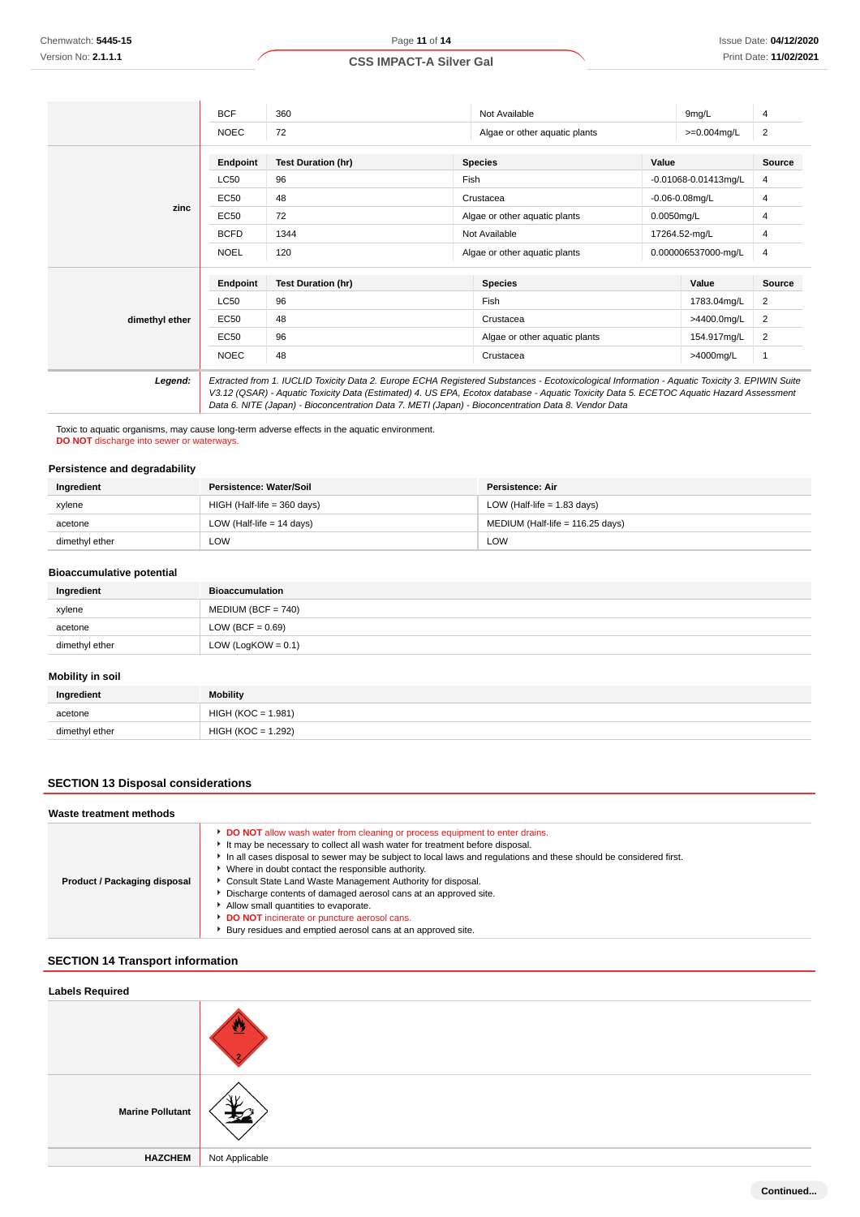| | BCF | 360 | Not Available | 9mg/L | 4 |
|---|---|---|---|---|---|
| | NOEC | 72 | Algae or other aquatic plants | >=0.004mg/L | 2 |
| **zinc** | **Endpoint** | **Test Duration (hr)** | **Species** | **Value** | **Source** |
| | LC50 | 96 | Fish | -0.01068-0.01413mg/L | 4 |
| | EC50 | 48 | Crustacea | -0.06-0.08mg/L | 4 |
| | EC50 | 72 | Algae or other aquatic plants | 0.0050mg/L | 4 |
| | BCFD | 1344 | Not Available | 17264.52-mg/L | 4 |
| | NOEL | 120 | Algae or other aquatic plants | 0.000006537000-mg/L | 4 |
| **dimethyl ether** | **Endpoint** | **Test Duration (hr)** | **Species** | **Value** | **Source** |
| | LC50 | 96 | Fish | 1783.04mg/L | 2 |
| | EC50 | 48 | Crustacea | >4400.0mg/L | 2 |
| | EC50 | 96 | Algae or other aquatic plants | 154.917mg/L | 2 |
| | NOEC | 48 | Crustacea | >4000mg/L | 1 |
| ***Legend:*** | *Extracted from 1. IUCLID Toxicity Data 2. Europe ECHA Registered Substances - Ecotoxicological Information - Aquatic Toxicity 3. EPIWIN Suite V3.12 (QSAR) - Aquatic Toxicity Data (Estimated) 4. US EPA, Ecotox database - Aquatic Toxicity Data 5. ECETOC Aquatic Hazard Assessment Data 6. NITE (Japan) - Bioconcentration Data 7. METI (Japan) - Bioconcentration Data 8. Vendor Data* | | | | |

Toxic to aquatic organisms, may cause long-term adverse effects in the aquatic environment.
**DO NOT** discharge into sewer or waterways.

### Persistence and degradability

| Ingredient | Persistence: Water/Soil | Persistence: Air |
|---|---|---|
| xylene | HIGH (Half-life = 360 days) | LOW (Half-life = 1.83 days) |
| acetone | LOW (Half-life = 14 days) | MEDIUM (Half-life = 116.25 days) |
| dimethyl ether | LOW | LOW |

### Bioaccumulative potential

| Ingredient | Bioaccumulation |
|---|---|
| xylene | MEDIUM (BCF = 740) |
| acetone | LOW (BCF = 0.69) |
| dimethyl ether | LOW (LogKOW = 0.1) |

### Mobility in soil

| Ingredient | Mobility |
|---|---|
| acetone | HIGH (KOC = 1.981) |
| dimethyl ether | HIGH (KOC = 1.292) |

## SECTION 13 Disposal considerations

### Waste treatment methods

| | |
|---|---|
| **Product / Packaging disposal** | ▸ **DO NOT** allow wash water from cleaning or process equipment to enter drains.<br>▸ It may be necessary to collect all wash water for treatment before disposal.<br>▸ In all cases disposal to sewer may be subject to local laws and regulations and these should be considered first.<br>▸ Where in doubt contact the responsible authority.<br>▸ Consult State Land Waste Management Authority for disposal.<br>▸ Discharge contents of damaged aerosol cans at an approved site.<br>▸ Allow small quantities to evaporate.<br>▸ **DO NOT** incinerate or puncture aerosol cans.<br>▸ Bury residues and emptied aerosol cans at an approved site. |

## SECTION 14 Transport information

### Labels Required

| | |
|---|---|
| | |
| **Marine Pollutant** | |
| **HAZCHEM** | Not Applicable |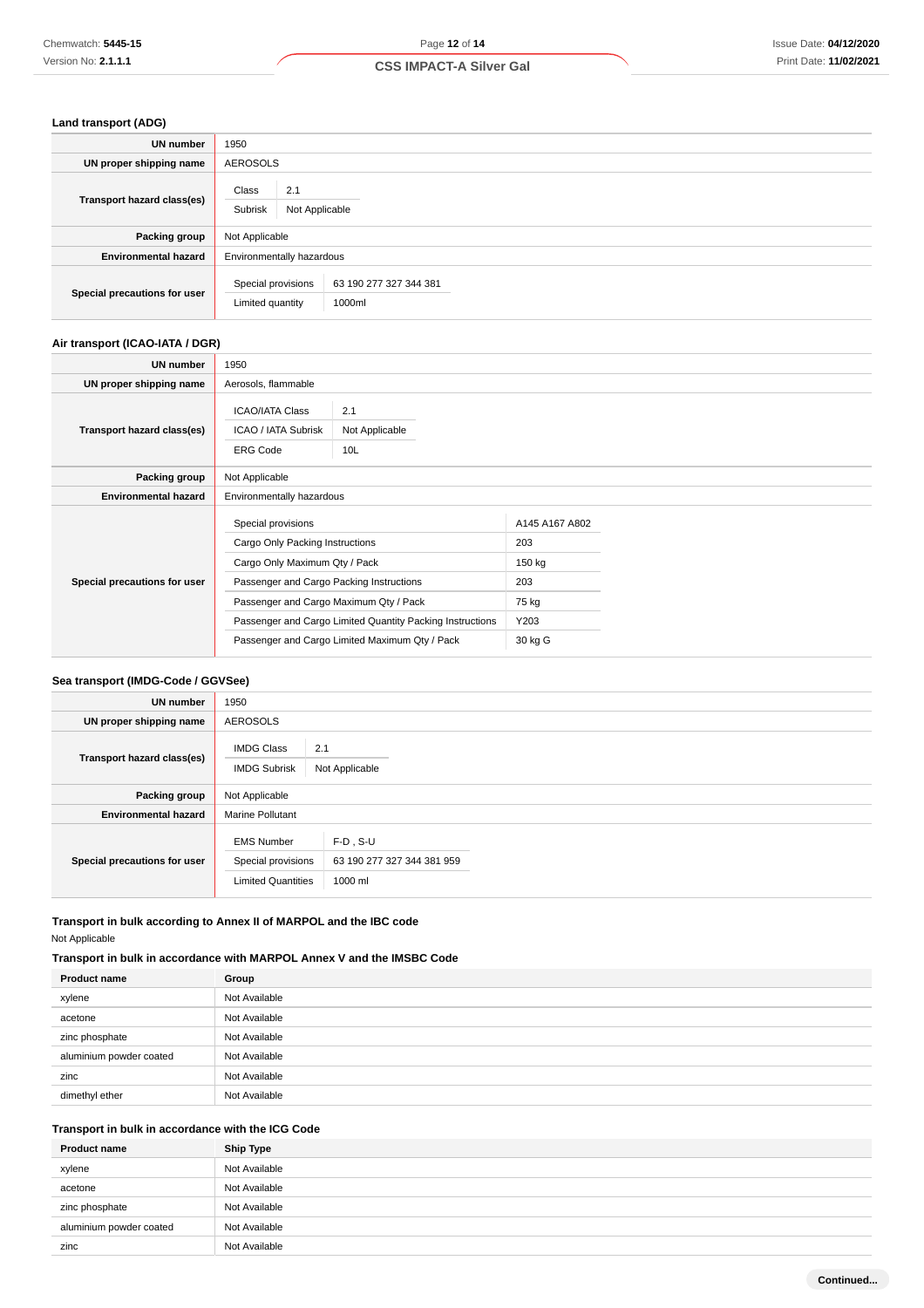### Land transport (ADG)

| | |
|---|---|
| **UN number** | 1950 |
| **UN proper shipping name** | AEROSOLS |
| **Transport hazard class(es)** | Class: 2.1<br>Subrisk: Not Applicable |
| **Packing group** | Not Applicable |
| **Environmental hazard** | Environmentally hazardous |
| **Special precautions for user** | Special provisions: 63 190 277 327 344 381<br>Limited quantity: 1000ml |

### Air transport (ICAO-IATA / DGR)

| | |
|---|---|
| **UN number** | 1950 |
| **UN proper shipping name** | Aerosols, flammable |
| **Transport hazard class(es)** | ICAO/IATA Class: 2.1<br>ICAO / IATA Subrisk: Not Applicable<br>ERG Code: 10L |
| **Packing group** | Not Applicable |
| **Environmental hazard** | Environmentally hazardous |
| **Special precautions for user** | Special provisions: A145 A167 A802<br>Cargo Only Packing Instructions: 203<br>Cargo Only Maximum Qty / Pack: 150 kg<br>Passenger and Cargo Packing Instructions: 203<br>Passenger and Cargo Maximum Qty / Pack: 75 kg<br>Passenger and Cargo Limited Quantity Packing Instructions: Y203<br>Passenger and Cargo Limited Maximum Qty / Pack: 30 kg G |

### Sea transport (IMDG-Code / GGVSee)

| | |
|---|---|
| **UN number** | 1950 |
| **UN proper shipping name** | AEROSOLS |
| **Transport hazard class(es)** | IMDG Class: 2.1<br>IMDG Subrisk: Not Applicable |
| **Packing group** | Not Applicable |
| **Environmental hazard** | Marine Pollutant |
| **Special precautions for user** | EMS Number: F-D , S-U<br>Special provisions: 63 190 277 327 344 381 959<br>Limited Quantities: 1000 ml |

### Transport in bulk according to Annex II of MARPOL and the IBC code

Not Applicable

### Transport in bulk in accordance with MARPOL Annex V and the IMSBC Code

| Product name | Group |
|---|---|
| xylene | Not Available |
| acetone | Not Available |
| zinc phosphate | Not Available |
| aluminium powder coated | Not Available |
| zinc | Not Available |
| dimethyl ether | Not Available |

### Transport in bulk in accordance with the ICG Code

| Product name | Ship Type |
|---|---|
| xylene | Not Available |
| acetone | Not Available |
| zinc phosphate | Not Available |
| aluminium powder coated | Not Available |
| zinc | Not Available |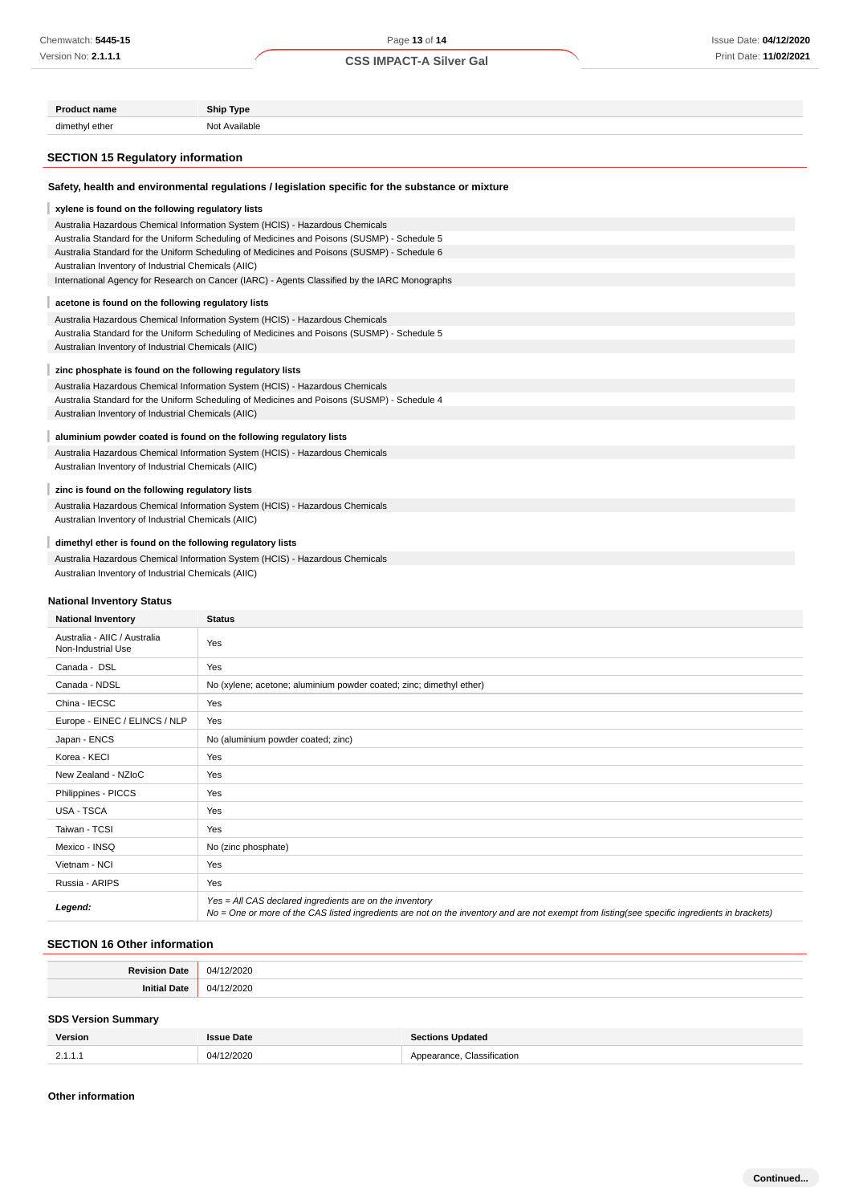| Product name | Ship Type |
| --- | --- |
| dimethyl ether | Not Available |

## SECTION 15 Regulatory information

### Safety, health and environmental regulations / legislation specific for the substance or mixture

**xylene is found on the following regulatory lists**

Australia Hazardous Chemical Information System (HCIS) - Hazardous Chemicals
Australia Standard for the Uniform Scheduling of Medicines and Poisons (SUSMP) - Schedule 5
Australia Standard for the Uniform Scheduling of Medicines and Poisons (SUSMP) - Schedule 6
Australian Inventory of Industrial Chemicals (AIIC)
International Agency for Research on Cancer (IARC) - Agents Classified by the IARC Monographs

**acetone is found on the following regulatory lists**

Australia Hazardous Chemical Information System (HCIS) - Hazardous Chemicals
Australia Standard for the Uniform Scheduling of Medicines and Poisons (SUSMP) - Schedule 5
Australian Inventory of Industrial Chemicals (AIIC)

**zinc phosphate is found on the following regulatory lists**

Australia Hazardous Chemical Information System (HCIS) - Hazardous Chemicals
Australia Standard for the Uniform Scheduling of Medicines and Poisons (SUSMP) - Schedule 4
Australian Inventory of Industrial Chemicals (AIIC)

**aluminium powder coated is found on the following regulatory lists**

Australia Hazardous Chemical Information System (HCIS) - Hazardous Chemicals
Australian Inventory of Industrial Chemicals (AIIC)

**zinc is found on the following regulatory lists**

Australia Hazardous Chemical Information System (HCIS) - Hazardous Chemicals
Australian Inventory of Industrial Chemicals (AIIC)

**dimethyl ether is found on the following regulatory lists**

Australia Hazardous Chemical Information System (HCIS) - Hazardous Chemicals
Australian Inventory of Industrial Chemicals (AIIC)

### National Inventory Status

| National Inventory | Status |
| --- | --- |
| Australia - AIIC / Australia Non-Industrial Use | Yes |
| Canada - DSL | Yes |
| Canada - NDSL | No (xylene; acetone; aluminium powder coated; zinc; dimethyl ether) |
| China - IECSC | Yes |
| Europe - EINEC / ELINCS / NLP | Yes |
| Japan - ENCS | No (aluminium powder coated; zinc) |
| Korea - KECI | Yes |
| New Zealand - NZIoC | Yes |
| Philippines - PICCS | Yes |
| USA - TSCA | Yes |
| Taiwan - TCSI | Yes |
| Mexico - INSQ | No (zinc phosphate) |
| Vietnam - NCI | Yes |
| Russia - ARIPS | Yes |
| ***Legend:*** | *Yes = All CAS declared ingredients are on the inventory*<br>*No = One or more of the CAS listed ingredients are not on the inventory and are not exempt from listing(see specific ingredients in brackets)* |

## SECTION 16 Other information

| | |
| --- | --- |
| **Revision Date** | 04/12/2020 |
| **Initial Date** | 04/12/2020 |

### SDS Version Summary

| Version | Issue Date | Sections Updated |
| --- | --- | --- |
| 2.1.1.1 | 04/12/2020 | Appearance, Classification |

### Other information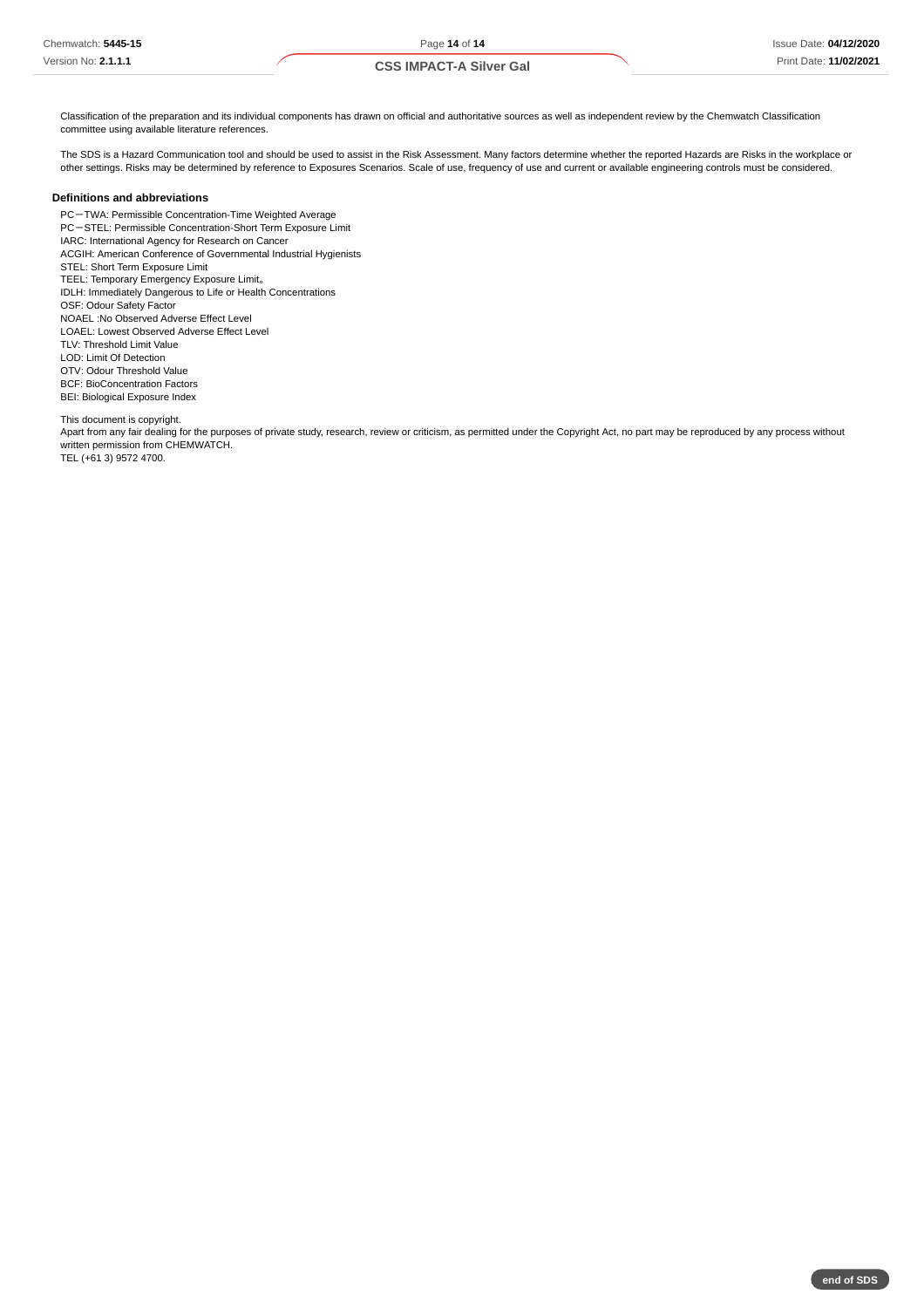Classification of the preparation and its individual components has drawn on official and authoritative sources as well as independent review by the Chemwatch Classification committee using available literature references.

The SDS is a Hazard Communication tool and should be used to assist in the Risk Assessment. Many factors determine whether the reported Hazards are Risks in the workplace or other settings. Risks may be determined by reference to Exposures Scenarios. Scale of use, frequency of use and current or available engineering controls must be considered.

### Definitions and abbreviations

PC－TWA: Permissible Concentration-Time Weighted Average
PC－STEL: Permissible Concentration-Short Term Exposure Limit
IARC: International Agency for Research on Cancer
ACGIH: American Conference of Governmental Industrial Hygienists
STEL: Short Term Exposure Limit
TEEL: Temporary Emergency Exposure Limit。
IDLH: Immediately Dangerous to Life or Health Concentrations
OSF: Odour Safety Factor
NOAEL :No Observed Adverse Effect Level
LOAEL: Lowest Observed Adverse Effect Level
TLV: Threshold Limit Value
LOD: Limit Of Detection
OTV: Odour Threshold Value
BCF: BioConcentration Factors
BEI: Biological Exposure Index

This document is copyright.
Apart from any fair dealing for the purposes of private study, research, review or criticism, as permitted under the Copyright Act, no part may be reproduced by any process without written permission from CHEMWATCH.
TEL (+61 3) 9572 4700.

**end of SDS**